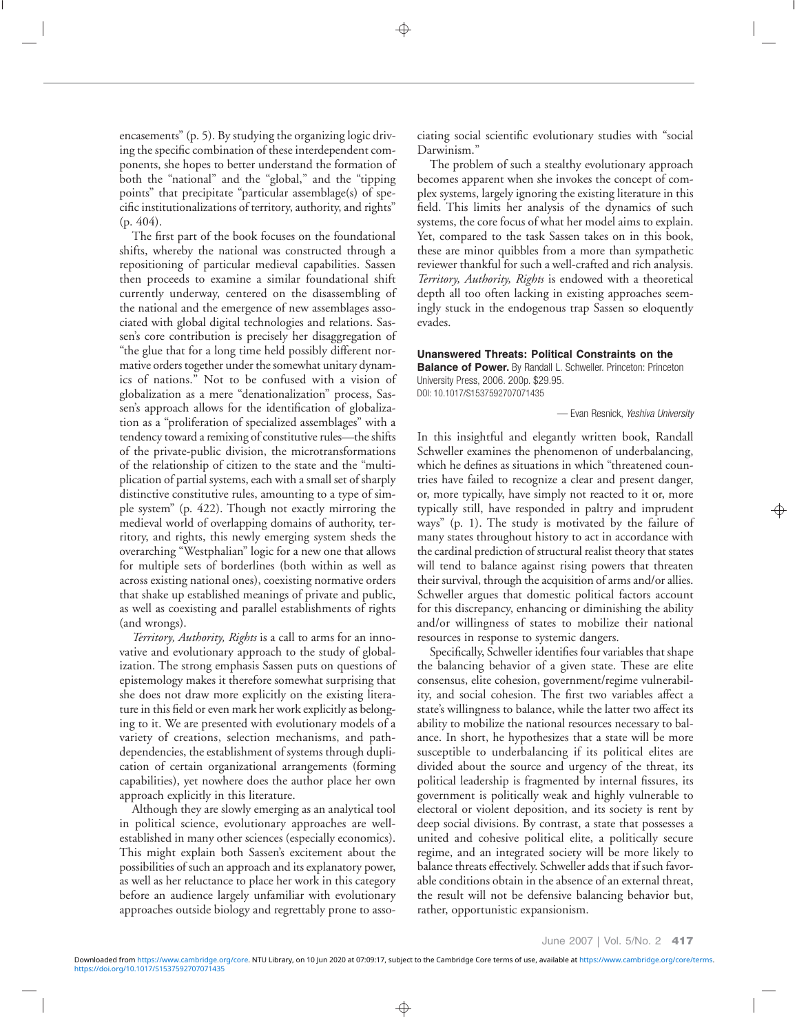encasements" (p. 5). By studying the organizing logic driving the specific combination of these interdependent components, she hopes to better understand the formation of both the "national" and the "global," and the "tipping points" that precipitate "particular assemblage(s) of specific institutionalizations of territory, authority, and rights" (p. 404).

The first part of the book focuses on the foundational shifts, whereby the national was constructed through a repositioning of particular medieval capabilities. Sassen then proceeds to examine a similar foundational shift currently underway, centered on the disassembling of the national and the emergence of new assemblages associated with global digital technologies and relations. Sassen's core contribution is precisely her disaggregation of "the glue that for a long time held possibly different normative orders together under the somewhat unitary dynamics of nations." Not to be confused with a vision of globalization as a mere "denationalization" process, Sassen's approach allows for the identification of globalization as a "proliferation of specialized assemblages" with a tendency toward a remixing of constitutive rules—the shifts of the private-public division, the microtransformations of the relationship of citizen to the state and the "multiplication of partial systems, each with a small set of sharply distinctive constitutive rules, amounting to a type of simple system" (p. 422). Though not exactly mirroring the medieval world of overlapping domains of authority, territory, and rights, this newly emerging system sheds the overarching "Westphalian" logic for a new one that allows for multiple sets of borderlines (both within as well as across existing national ones), coexisting normative orders that shake up established meanings of private and public, as well as coexisting and parallel establishments of rights (and wrongs).

*Territory, Authority, Rights* is a call to arms for an innovative and evolutionary approach to the study of globalization. The strong emphasis Sassen puts on questions of epistemology makes it therefore somewhat surprising that she does not draw more explicitly on the existing literature in this field or even mark her work explicitly as belonging to it. We are presented with evolutionary models of a variety of creations, selection mechanisms, and path-dependencies, the establishment of systems through duplication of certain organizational arrangements (forming capabilities), yet nowhere does the author place her own approach explicitly in this literature.

Although they are slowly emerging as an analytical tool in political science, evolutionary approaches are well-established in many other sciences (especially economics). This might explain both Sassen's excitement about the possibilities of such an approach and its explanatory power, as well as her reluctance to place her work in this category before an audience largely unfamiliar with evolutionary approaches outside biology and regrettably prone to associating social scientific evolutionary studies with "social Darwinism."

The problem of such a stealthy evolutionary approach becomes apparent when she invokes the concept of complex systems, largely ignoring the existing literature in this field. This limits her analysis of the dynamics of such systems, the core focus of what her model aims to explain. Yet, compared to the task Sassen takes on in this book, these are minor quibbles from a more than sympathetic reviewer thankful for such a well-crafted and rich analysis. *Territory, Authority, Rights* is endowed with a theoretical depth all too often lacking in existing approaches seemingly stuck in the endogenous trap Sassen so eloquently evades.

**Unanswered Threats: Political Constraints on the Balance of Power.** By Randall L. Schweller. Princeton: Princeton University Press, 2006. 200p. $29.95.
DOI: 10.1017/S1537592707071435

— Evan Resnick, *Yeshiva University*

In this insightful and elegantly written book, Randall Schweller examines the phenomenon of underbalancing, which he defines as situations in which "threatened countries have failed to recognize a clear and present danger, or, more typically, have simply not reacted to it or, more typically still, have responded in paltry and imprudent ways" (p. 1). The study is motivated by the failure of many states throughout history to act in accordance with the cardinal prediction of structural realist theory that states will tend to balance against rising powers that threaten their survival, through the acquisition of arms and/or allies. Schweller argues that domestic political factors account for this discrepancy, enhancing or diminishing the ability and/or willingness of states to mobilize their national resources in response to systemic dangers.

Specifically, Schweller identifies four variables that shape the balancing behavior of a given state. These are elite consensus, elite cohesion, government/regime vulnerability, and social cohesion. The first two variables affect a state's willingness to balance, while the latter two affect its ability to mobilize the national resources necessary to balance. In short, he hypothesizes that a state will be more susceptible to underbalancing if its political elites are divided about the source and urgency of the threat, its political leadership is fragmented by internal fissures, its government is politically weak and highly vulnerable to electoral or violent deposition, and its society is rent by deep social divisions. By contrast, a state that possesses a united and cohesive political elite, a politically secure regime, and an integrated society will be more likely to balance threats effectively. Schweller adds that if such favorable conditions obtain in the absence of an external threat, the result will not be defensive balancing behavior but, rather, opportunistic expansionism.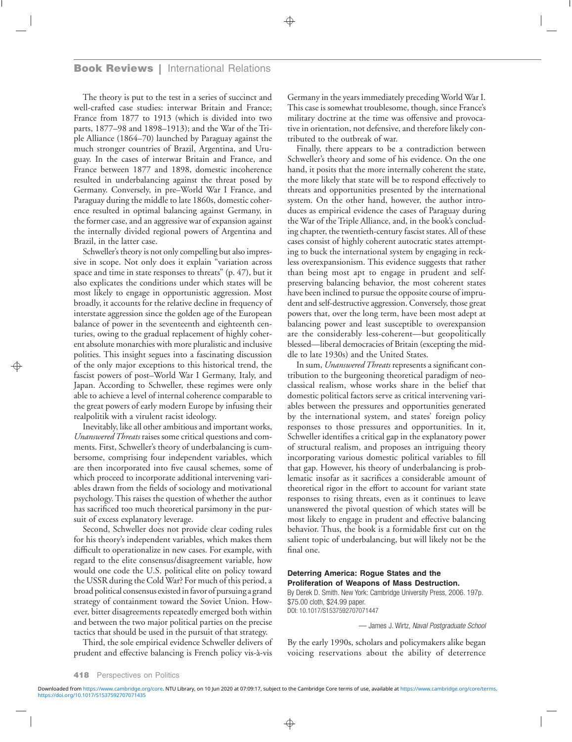The theory is put to the test in a series of succinct and well-crafted case studies: interwar Britain and France; France from 1877 to 1913 (which is divided into two parts, 1877–98 and 1898–1913); and the War of the Triple Alliance (1864–70) launched by Paraguay against the much stronger countries of Brazil, Argentina, and Uruguay. In the cases of interwar Britain and France, and France between 1877 and 1898, domestic incoherence resulted in underbalancing against the threat posed by Germany. Conversely, in pre–World War I France, and Paraguay during the middle to late 1860s, domestic coherence resulted in optimal balancing against Germany, in the former case, and an aggressive war of expansion against the internally divided regional powers of Argentina and Brazil, in the latter case.

Schweller's theory is not only compelling but also impressive in scope. Not only does it explain "variation across space and time in state responses to threats" (p. 47), but it also explicates the conditions under which states will be most likely to engage in opportunistic aggression. Most broadly, it accounts for the relative decline in frequency of interstate aggression since the golden age of the European balance of power in the seventeenth and eighteenth centuries, owing to the gradual replacement of highly coherent absolute monarchies with more pluralistic and inclusive polities. This insight segues into a fascinating discussion of the only major exceptions to this historical trend, the fascist powers of post–World War I Germany, Italy, and Japan. According to Schweller, these regimes were only able to achieve a level of internal coherence comparable to the great powers of early modern Europe by infusing their realpolitik with a virulent racist ideology.

Inevitably, like all other ambitious and important works, *Unanswered Threats* raises some critical questions and comments. First, Schweller's theory of underbalancing is cumbersome, comprising four independent variables, which are then incorporated into five causal schemes, some of which proceed to incorporate additional intervening variables drawn from the fields of sociology and motivational psychology. This raises the question of whether the author has sacrificed too much theoretical parsimony in the pursuit of excess explanatory leverage.

Second, Schweller does not provide clear coding rules for his theory's independent variables, which makes them difficult to operationalize in new cases. For example, with regard to the elite consensus/disagreement variable, how would one code the U.S. political elite on policy toward the USSR during the Cold War? For much of this period, a broad political consensus existed in favor of pursuing a grand strategy of containment toward the Soviet Union. However, bitter disagreements repeatedly emerged both within and between the two major political parties on the precise tactics that should be used in the pursuit of that strategy.

Third, the sole empirical evidence Schweller delivers of prudent and effective balancing is French policy vis-à-vis Germany in the years immediately preceding World War I. This case is somewhat troublesome, though, since France's military doctrine at the time was offensive and provocative in orientation, not defensive, and therefore likely contributed to the outbreak of war.

Finally, there appears to be a contradiction between Schweller's theory and some of his evidence. On the one hand, it posits that the more internally coherent the state, the more likely that state will be to respond effectively to threats and opportunities presented by the international system. On the other hand, however, the author introduces as empirical evidence the cases of Paraguay during the War of the Triple Alliance, and, in the book's concluding chapter, the twentieth-century fascist states. All of these cases consist of highly coherent autocratic states attempting to buck the international system by engaging in reckless overexpansionism. This evidence suggests that rather than being most apt to engage in prudent and self-preserving balancing behavior, the most coherent states have been inclined to pursue the opposite course of imprudent and self-destructive aggression. Conversely, those great powers that, over the long term, have been most adept at balancing power and least susceptible to overexpansion are the considerably less-coherent—but geopolitically blessed—liberal democracies of Britain (excepting the middle to late 1930s) and the United States.

In sum, *Unanswered Threats* represents a significant contribution to the burgeoning theoretical paradigm of neoclassical realism, whose works share in the belief that domestic political factors serve as critical intervening variables between the pressures and opportunities generated by the international system, and states' foreign policy responses to those pressures and opportunities. In it, Schweller identifies a critical gap in the explanatory power of structural realism, and proposes an intriguing theory incorporating various domestic political variables to fill that gap. However, his theory of underbalancing is problematic insofar as it sacrifices a considerable amount of theoretical rigor in the effort to account for variant state responses to rising threats, even as it continues to leave unanswered the pivotal question of which states will be most likely to engage in prudent and effective balancing behavior. Thus, the book is a formidable first cut on the salient topic of underbalancing, but will likely not be the final one.

**Deterring America: Rogue States and the Proliferation of Weapons of Mass Destruction.**
By Derek D. Smith. New York: Cambridge University Press, 2006. 197p. $75.00 cloth, $24.99 paper.
DOI: 10.1017/S1537592707071447

— James J. Wirtz, *Naval Postgraduate School*

By the early 1990s, scholars and policymakers alike began voicing reservations about the ability of deterrence